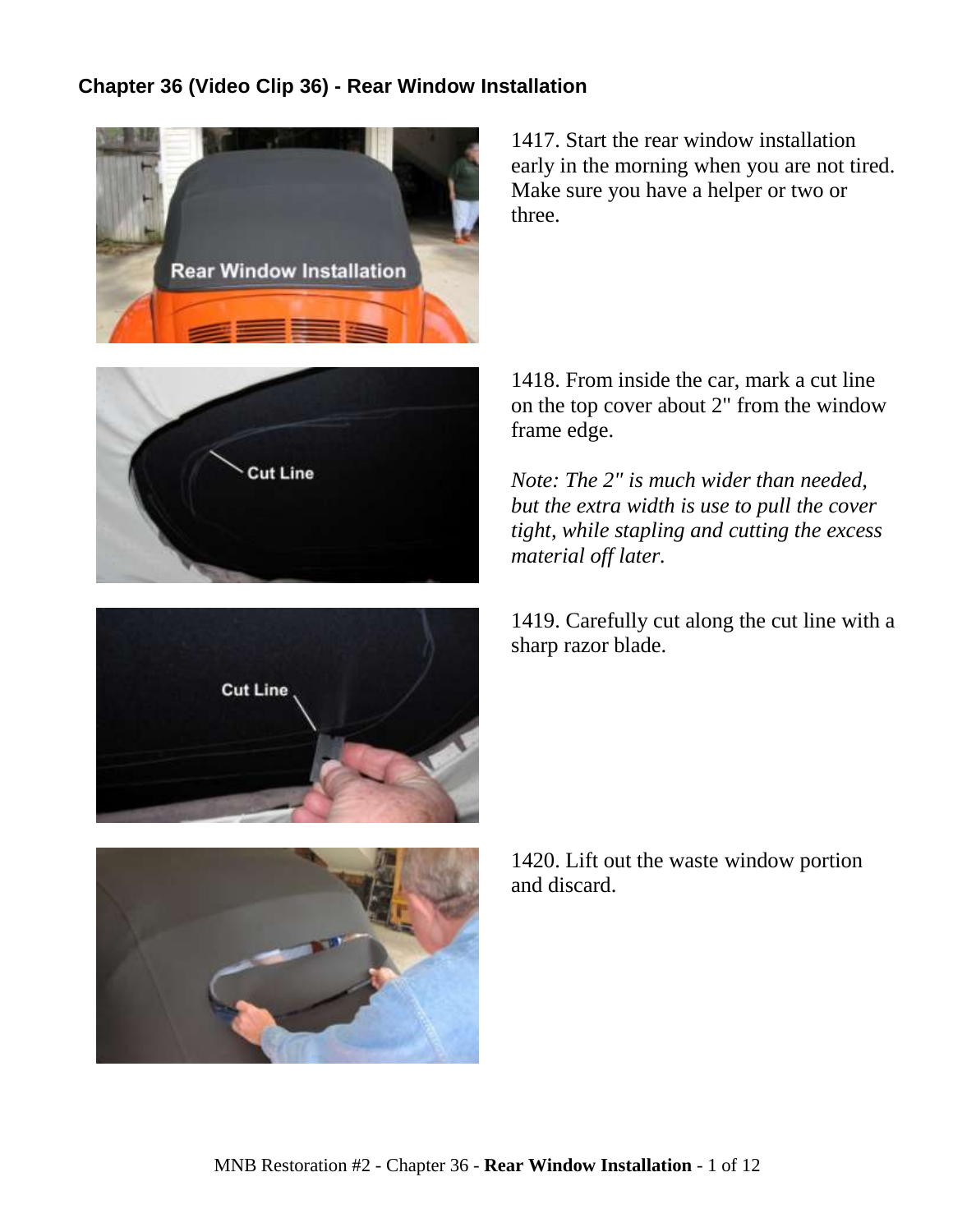## Chapter 36 (Video Clip 36) - Rear Window Installation

1417. Start the rear window installation early in the morning when you are not tired. Make sure you have a helper or two or three.

1418. From inside the car, mark a cut line on the top cover about 2" from the window frame edge.

*Note: The 2" is much wider than needed, but the extra width is use to pull the cover tight, while stapling and cutting the excess material off later.*

1419. Carefully cut along the cut line with a sharp razor blade.

1420. Lift out the waste window portion and discard.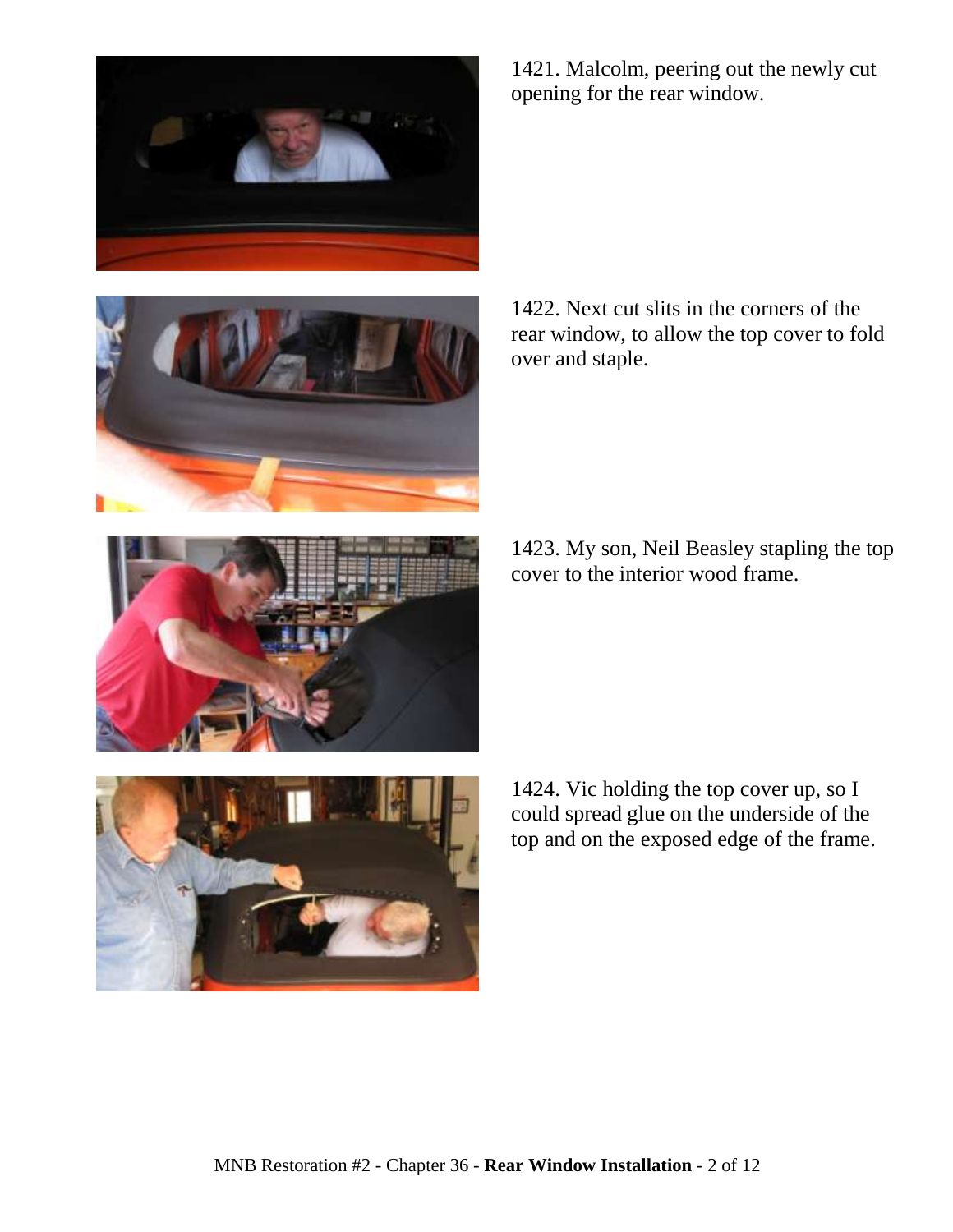1421. Malcolm, peering out the newly cut opening for the rear window.

1422. Next cut slits in the corners of the rear window, to allow the top cover to fold over and staple.

1423. My son, Neil Beasley stapling the top cover to the interior wood frame.

1424. Vic holding the top cover up, so I could spread glue on the underside of the top and on the exposed edge of the frame.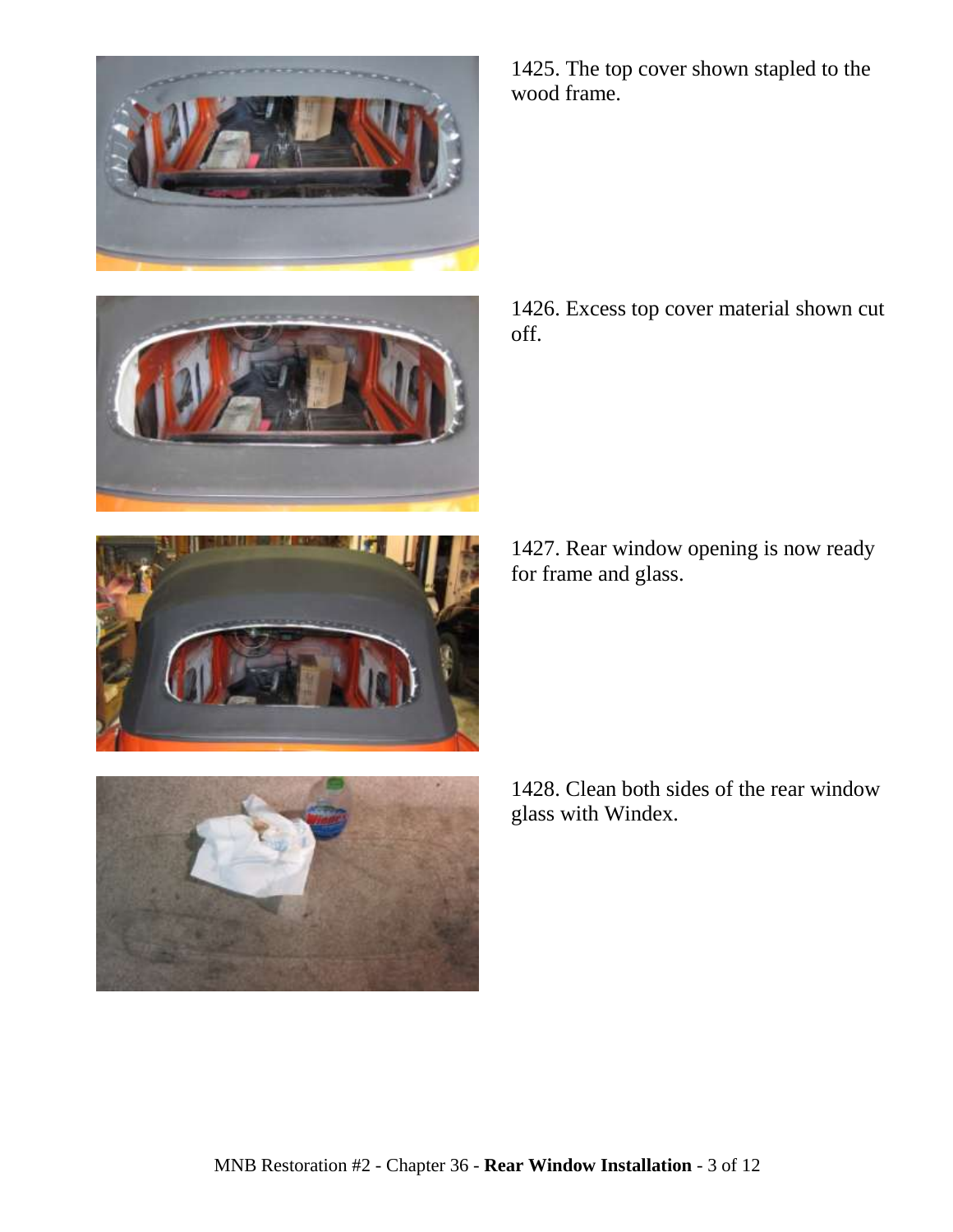1425. The top cover shown stapled to the wood frame.

1426. Excess top cover material shown cut off.

1427. Rear window opening is now ready for frame and glass.

1428. Clean both sides of the rear window glass with Windex.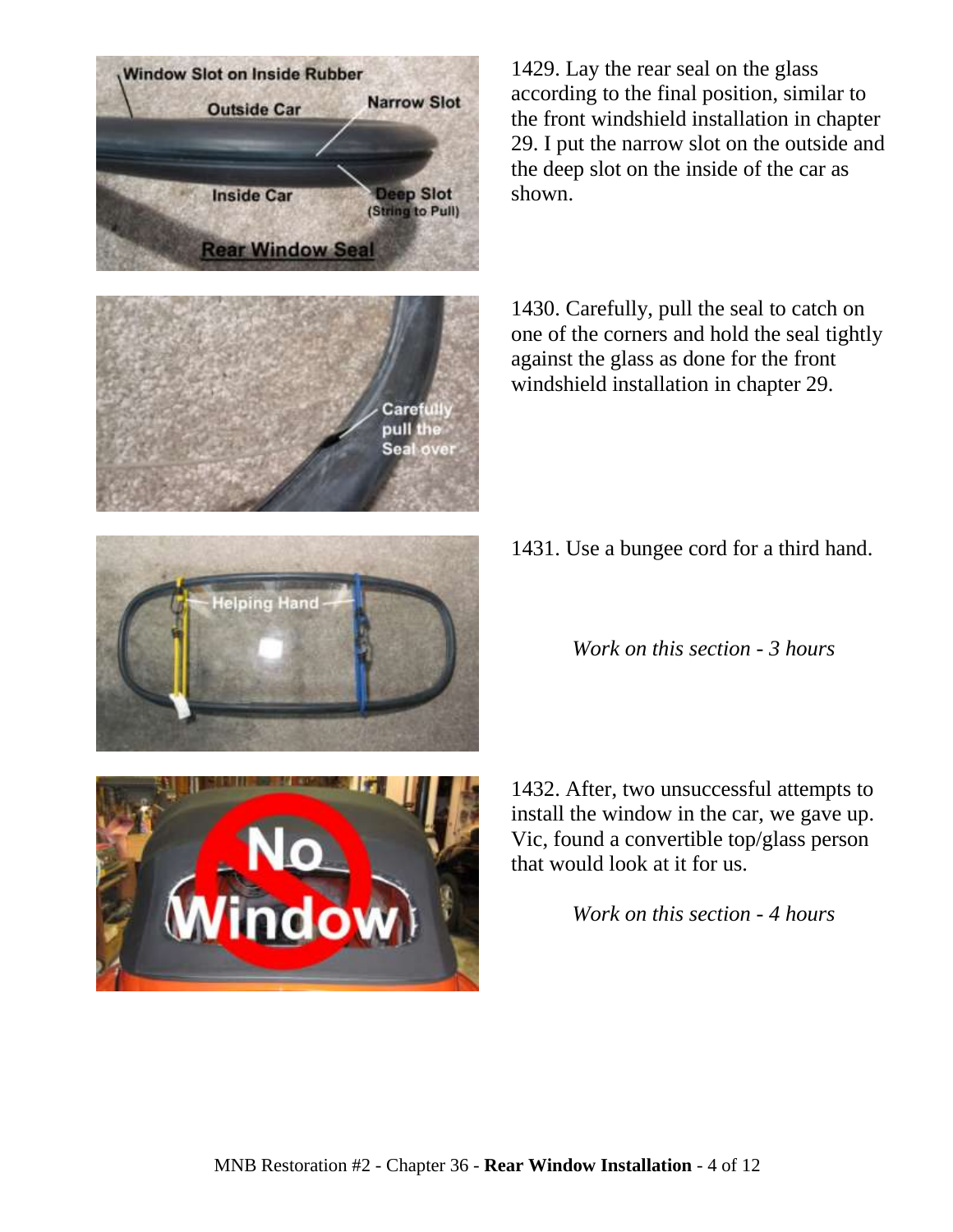1429. Lay the rear seal on the glass according to the final position, similar to the front windshield installation in chapter 29. I put the narrow slot on the outside and the deep slot on the inside of the car as shown.

1430. Carefully, pull the seal to catch on one of the corners and hold the seal tightly against the glass as done for the front windshield installation in chapter 29.

1431. Use a bungee cord for a third hand.

*Work on this section - 3 hours*

1432. After, two unsuccessful attempts to install the window in the car, we gave up. Vic, found a convertible top/glass person that would look at it for us.

*Work on this section - 4 hours*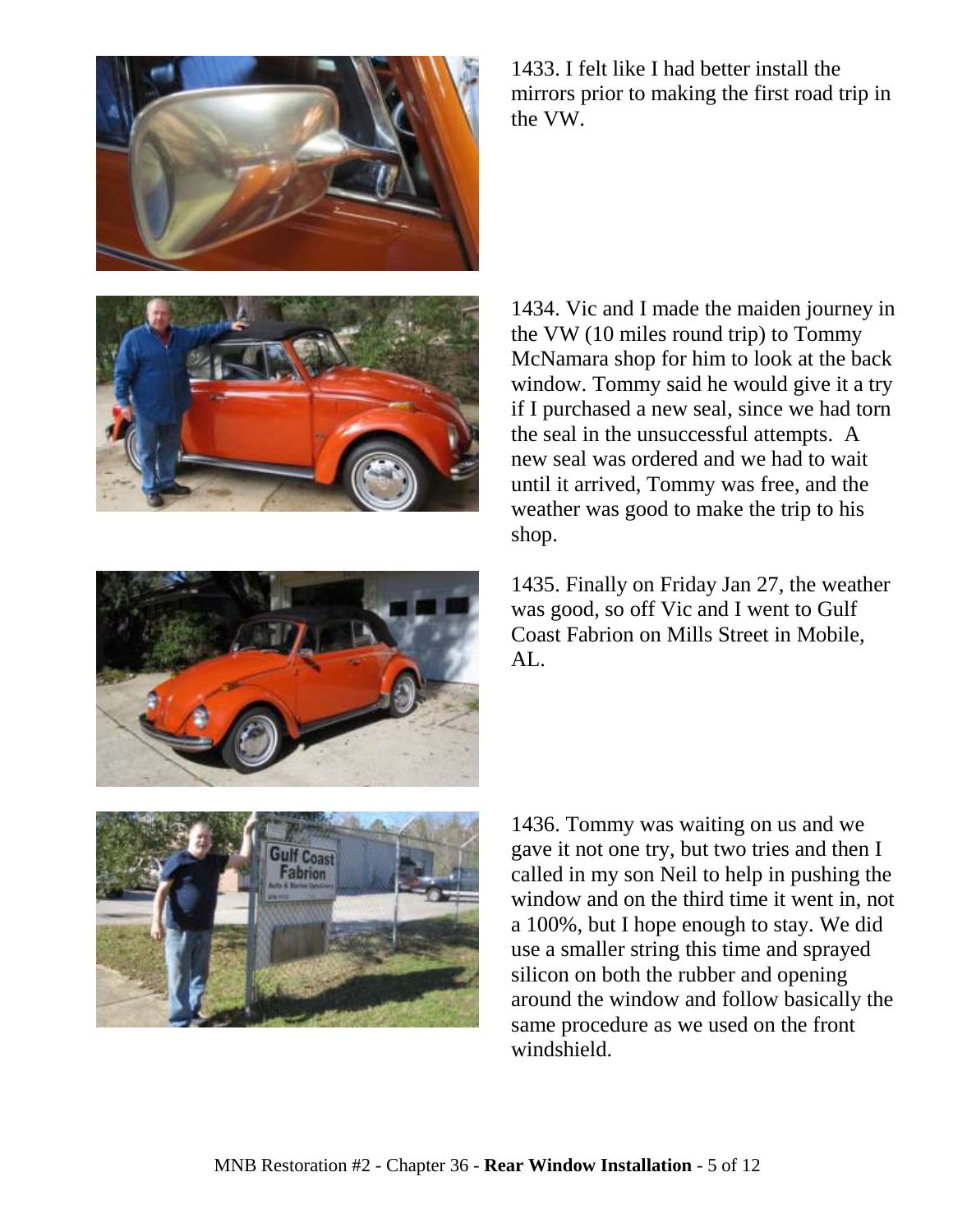1433. I felt like I had better install the mirrors prior to making the first road trip in the VW.

1434. Vic and I made the maiden journey in the VW (10 miles round trip) to Tommy McNamara shop for him to look at the back window. Tommy said he would give it a try if I purchased a new seal, since we had torn the seal in the unsuccessful attempts. A new seal was ordered and we had to wait until it arrived, Tommy was free, and the weather was good to make the trip to his shop.

1435. Finally on Friday Jan 27, the weather was good, so off Vic and I went to Gulf Coast Fabrion on Mills Street in Mobile, AL.

1436. Tommy was waiting on us and we gave it not one try, but two tries and then I called in my son Neil to help in pushing the window and on the third time it went in, not a 100%, but I hope enough to stay. We did use a smaller string this time and sprayed silicon on both the rubber and opening around the window and follow basically the same procedure as we used on the front windshield.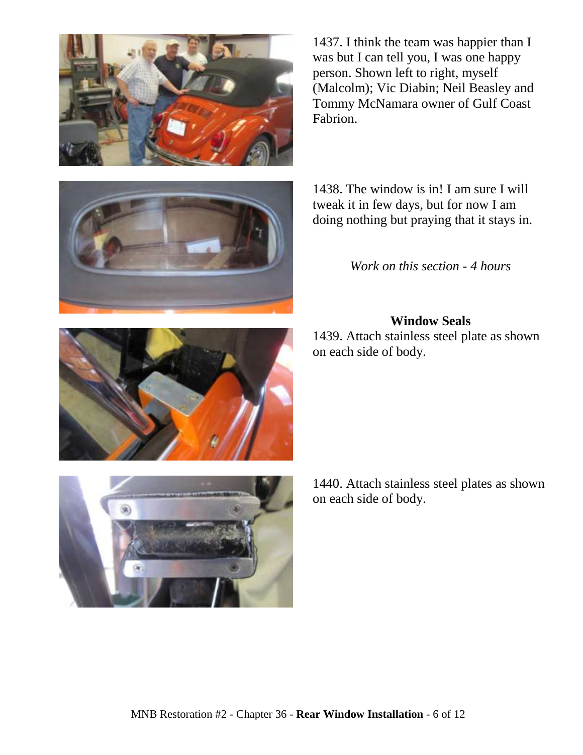1437. I think the team was happier than I was but I can tell you, I was one happy person. Shown left to right, myself (Malcolm); Vic Diabin; Neil Beasley and Tommy McNamara owner of Gulf Coast Fabrion.

1438. The window is in! I am sure I will tweak it in few days, but for now I am doing nothing but praying that it stays in.

*Work on this section - 4 hours*

### Window Seals

1439. Attach stainless steel plate as shown on each side of body.

1440. Attach stainless steel plates as shown on each side of body.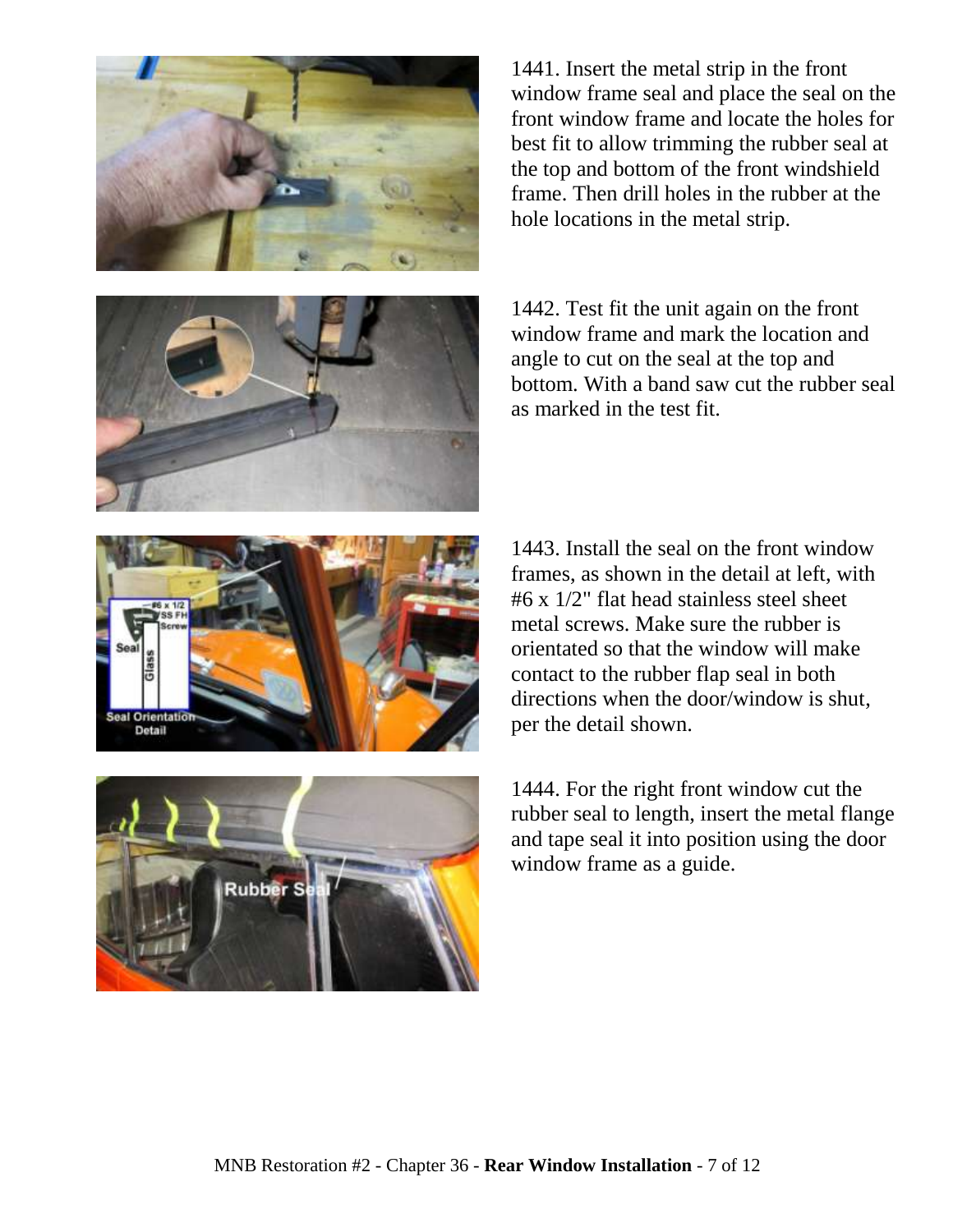1441. Insert the metal strip in the front window frame seal and place the seal on the front window frame and locate the holes for best fit to allow trimming the rubber seal at the top and bottom of the front windshield frame. Then drill holes in the rubber at the hole locations in the metal strip.

1442. Test fit the unit again on the front window frame and mark the location and angle to cut on the seal at the top and bottom. With a band saw cut the rubber seal as marked in the test fit.

1443. Install the seal on the front window frames, as shown in the detail at left, with #6 x 1/2" flat head stainless steel sheet metal screws. Make sure the rubber is orientated so that the window will make contact to the rubber flap seal in both directions when the door/window is shut, per the detail shown.

1444. For the right front window cut the rubber seal to length, insert the metal flange and tape seal it into position using the door window frame as a guide.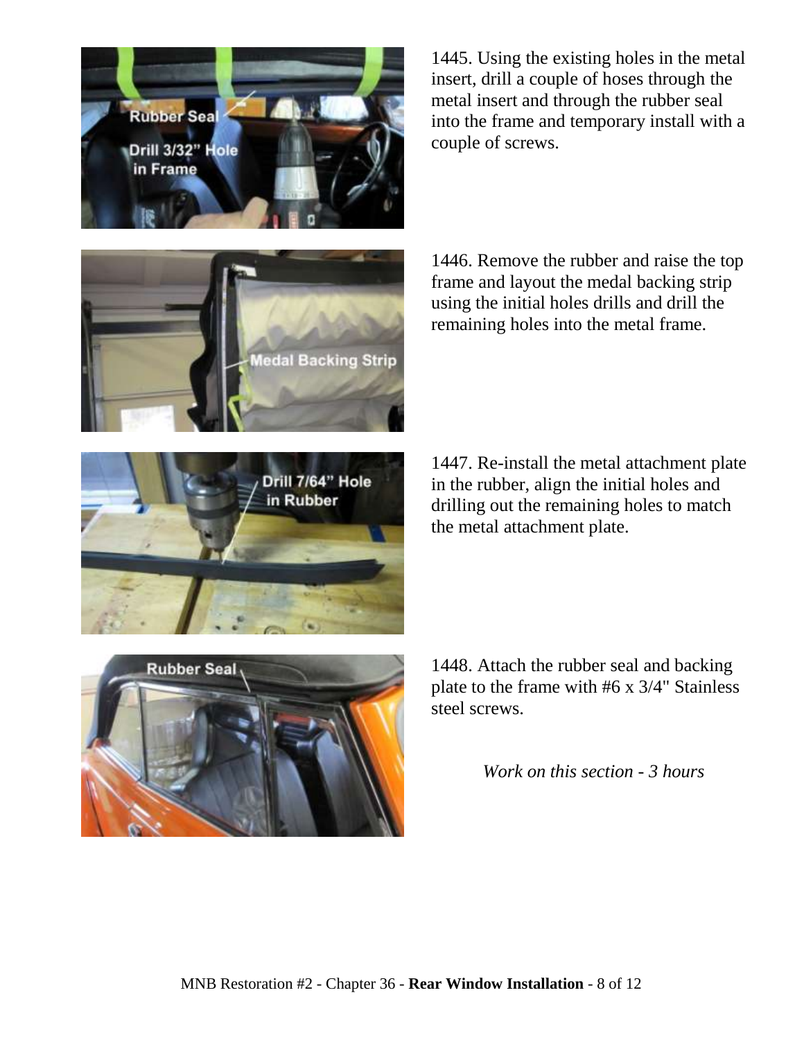1445. Using the existing holes in the metal insert, drill a couple of hoses through the metal insert and through the rubber seal into the frame and temporary install with a couple of screws.

1446. Remove the rubber and raise the top frame and layout the medal backing strip using the initial holes drills and drill the remaining holes into the metal frame.

1447. Re-install the metal attachment plate in the rubber, align the initial holes and drilling out the remaining holes to match the metal attachment plate.

1448. Attach the rubber seal and backing plate to the frame with #6 x 3/4" Stainless steel screws.

*Work on this section - 3 hours*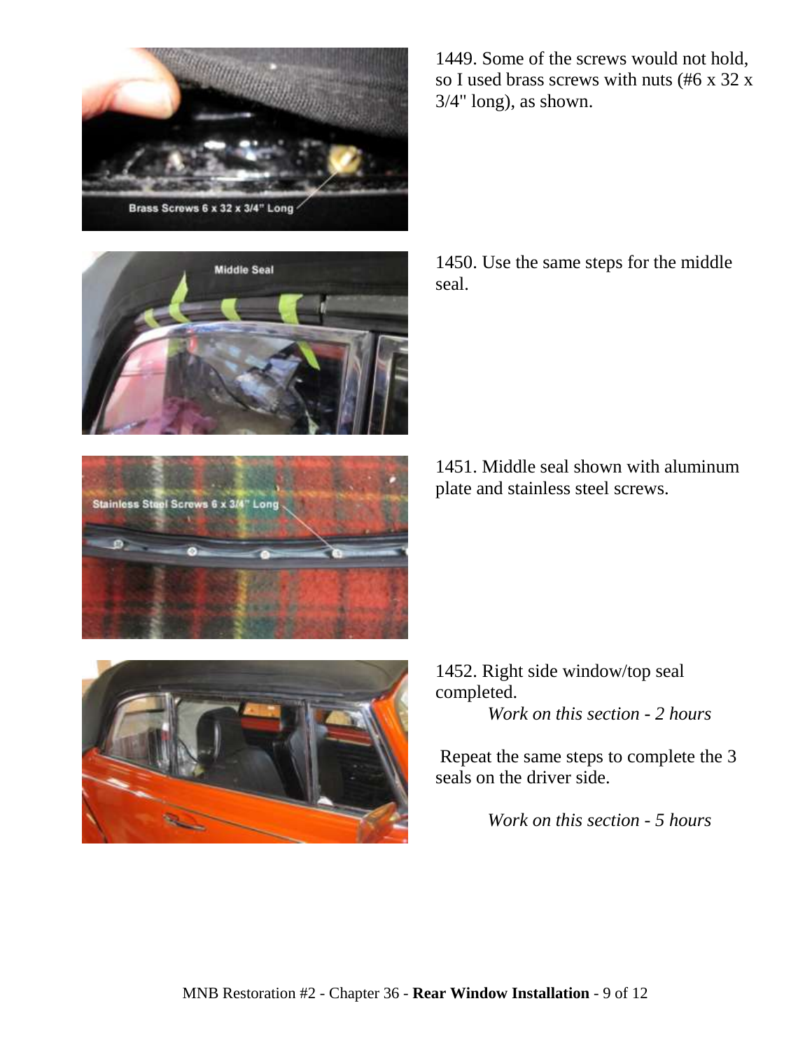1449. Some of the screws would not hold, so I used brass screws with nuts (#6 x 32 x 3/4" long), as shown.

1450. Use the same steps for the middle seal.

1451. Middle seal shown with aluminum plate and stainless steel screws.

1452. Right side window/top seal completed.

*Work on this section - 2 hours*

Repeat the same steps to complete the 3 seals on the driver side.

*Work on this section - 5 hours*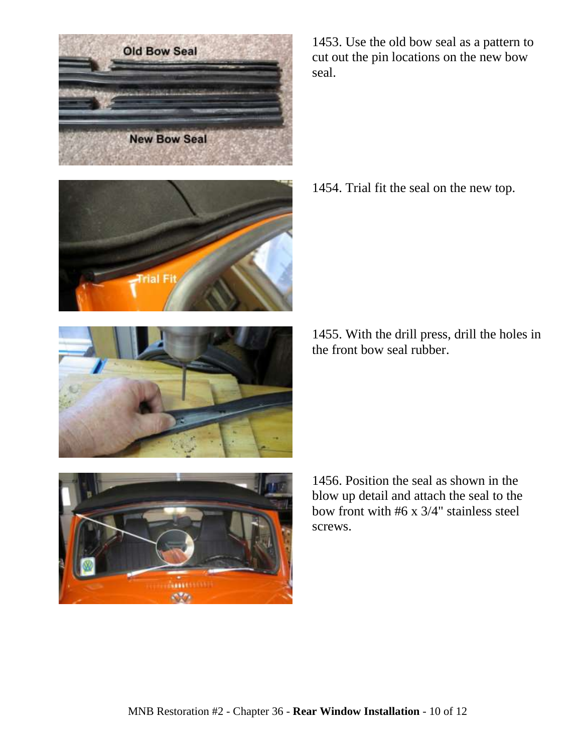1453. Use the old bow seal as a pattern to cut out the pin locations on the new bow seal.

1454. Trial fit the seal on the new top.

1455. With the drill press, drill the holes in the front bow seal rubber.

1456. Position the seal as shown in the blow up detail and attach the seal to the bow front with #6 x 3/4" stainless steel screws.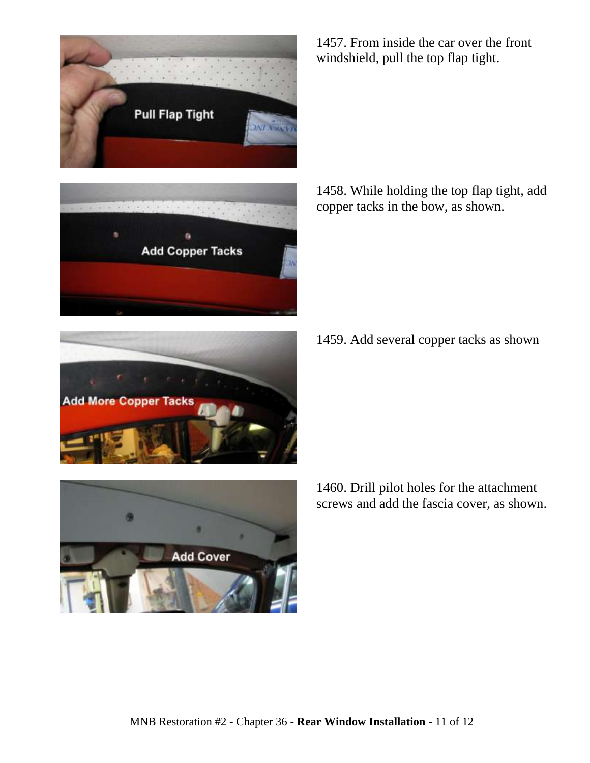1457. From inside the car over the front windshield, pull the top flap tight.

1458. While holding the top flap tight, add copper tacks in the bow, as shown.

1459. Add several copper tacks as shown

1460. Drill pilot holes for the attachment screws and add the fascia cover, as shown.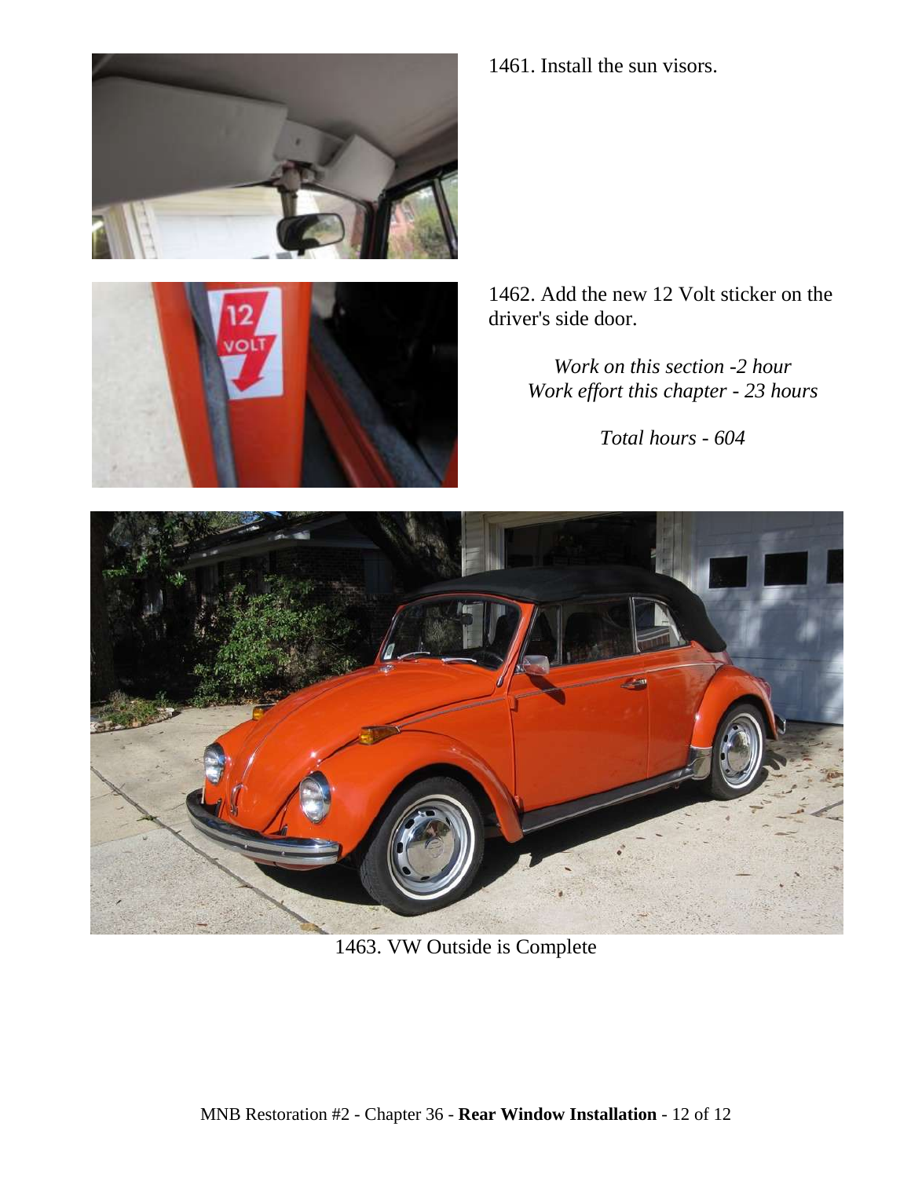1461. Install the sun visors.

1462. Add the new 12 Volt sticker on the driver's side door.

*Work on this section -2 hour*
*Work effort this chapter - 23 hours*

*Total hours - 604*

1463. VW Outside is Complete